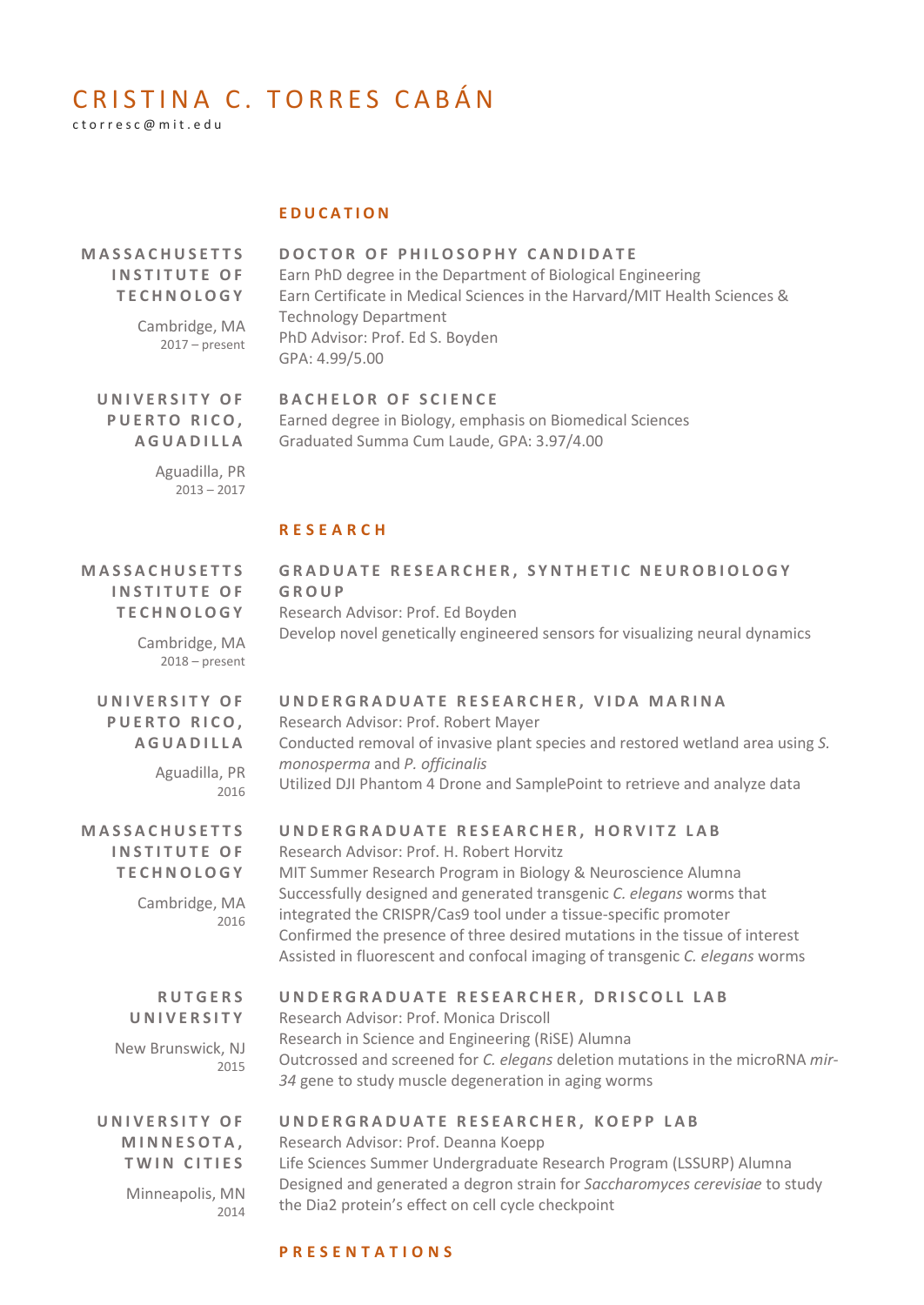# CRISTINA C. TORRES CABÁN

ctorresc@mit.edu

## EDUCATION

**MASSACHUSETTS INSTITUTE OF TECHNOLOGY**
Cambridge, MA
2017 – present

**DOCTOR OF PHILOSOPHY CANDIDATE**
Earn PhD degree in the Department of Biological Engineering
Earn Certificate in Medical Sciences in the Harvard/MIT Health Sciences & Technology Department
PhD Advisor: Prof. Ed S. Boyden
GPA: 4.99/5.00

**UNIVERSITY OF PUERTO RICO, AGUADILLA**
Aguadilla, PR
2013 – 2017

**BACHELOR OF SCIENCE**
Earned degree in Biology, emphasis on Biomedical Sciences
Graduated Summa Cum Laude, GPA: 3.97/4.00

## RESEARCH

**MASSACHUSETTS INSTITUTE OF TECHNOLOGY**
Cambridge, MA
2018 – present

**GRADUATE RESEARCHER, SYNTHETIC NEUROBIOLOGY GROUP**
Research Advisor: Prof. Ed Boyden
Develop novel genetically engineered sensors for visualizing neural dynamics

**UNIVERSITY OF PUERTO RICO, AGUADILLA**
Aguadilla, PR
2016

**UNDERGRADUATE RESEARCHER, VIDA MARINA**
Research Advisor: Prof. Robert Mayer
Conducted removal of invasive plant species and restored wetland area using *S. monosperma* and *P. officinalis*
Utilized DJI Phantom 4 Drone and SamplePoint to retrieve and analyze data

**MASSACHUSETTS INSTITUTE OF TECHNOLOGY**
Cambridge, MA
2016

**UNDERGRADUATE RESEARCHER, HORVITZ LAB**
Research Advisor: Prof. H. Robert Horvitz
MIT Summer Research Program in Biology & Neuroscience Alumna
Successfully designed and generated transgenic *C. elegans* worms that integrated the CRISPR/Cas9 tool under a tissue-specific promoter
Confirmed the presence of three desired mutations in the tissue of interest
Assisted in fluorescent and confocal imaging of transgenic *C. elegans* worms

**RUTGERS UNIVERSITY**
New Brunswick, NJ
2015

**UNDERGRADUATE RESEARCHER, DRISCOLL LAB**
Research Advisor: Prof. Monica Driscoll
Research in Science and Engineering (RiSE) Alumna
Outcrossed and screened for *C. elegans* deletion mutations in the microRNA *mir-34* gene to study muscle degeneration in aging worms

**UNIVERSITY OF MINNESOTA, TWIN CITIES**
Minneapolis, MN
2014

**UNDERGRADUATE RESEARCHER, KOEPP LAB**
Research Advisor: Prof. Deanna Koepp
Life Sciences Summer Undergraduate Research Program (LSSURP) Alumna
Designed and generated a degron strain for *Saccharomyces cerevisiae* to study the Dia2 protein's effect on cell cycle checkpoint

## PRESENTATIONS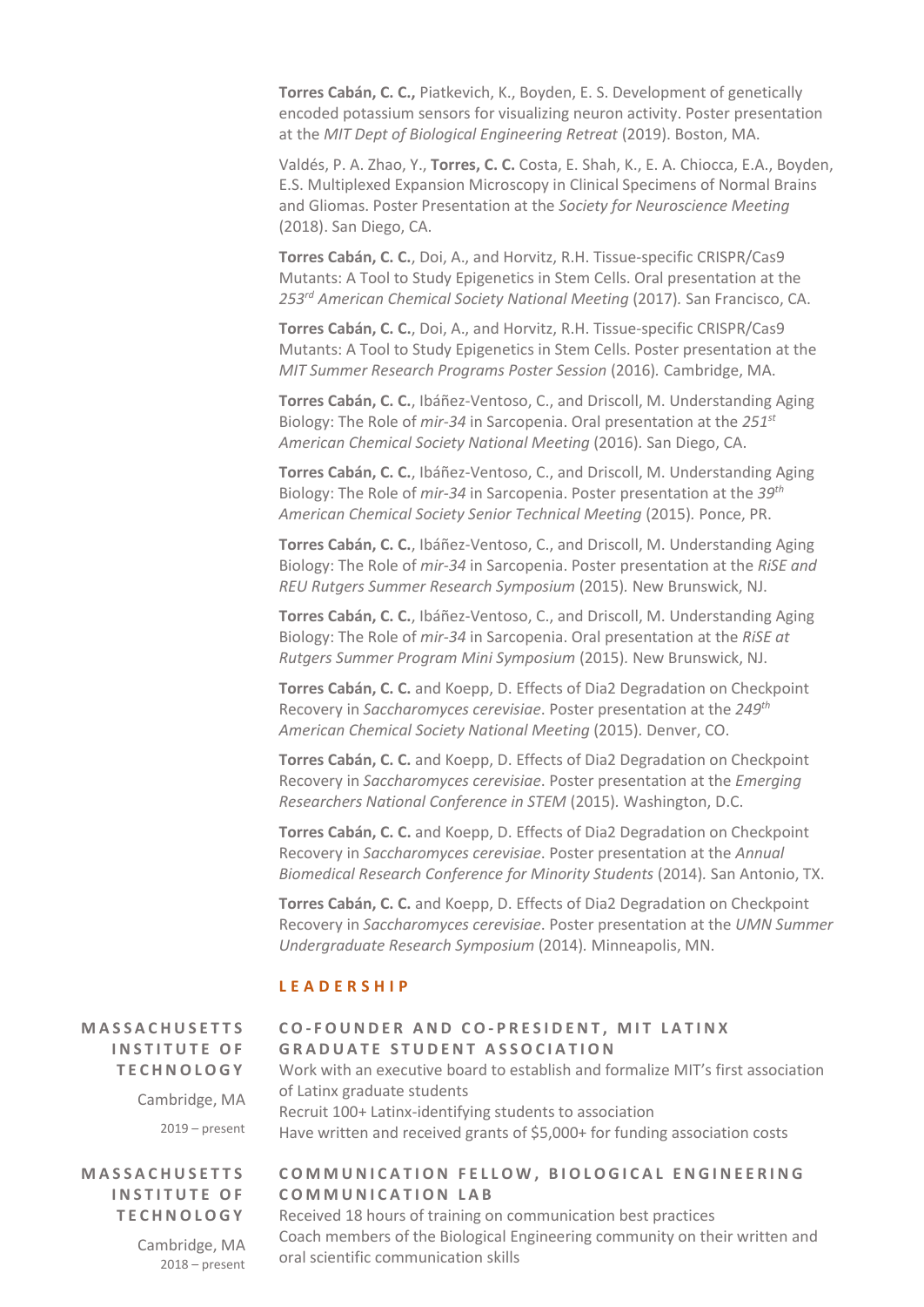**Torres Cabán, C. C.,** Piatkevich, K., Boyden, E. S. Development of genetically encoded potassium sensors for visualizing neuron activity. Poster presentation at the *MIT Dept of Biological Engineering Retreat* (2019). Boston, MA.

Valdés, P. A. Zhao, Y., **Torres, C. C.** Costa, E. Shah, K., E. A. Chiocca, E.A., Boyden, E.S. Multiplexed Expansion Microscopy in Clinical Specimens of Normal Brains and Gliomas. Poster Presentation at the *Society for Neuroscience Meeting* (2018). San Diego, CA.

**Torres Cabán, C. C.**, Doi, A., and Horvitz, R.H. Tissue-specific CRISPR/Cas9 Mutants: A Tool to Study Epigenetics in Stem Cells. Oral presentation at the *253rd American Chemical Society National Meeting* (2017). San Francisco, CA.

**Torres Cabán, C. C.**, Doi, A., and Horvitz, R.H. Tissue-specific CRISPR/Cas9 Mutants: A Tool to Study Epigenetics in Stem Cells. Poster presentation at the *MIT Summer Research Programs Poster Session* (2016). Cambridge, MA.

**Torres Cabán, C. C.**, Ibáñez-Ventoso, C., and Driscoll, M. Understanding Aging Biology: The Role of *mir-34* in Sarcopenia. Oral presentation at the *251st American Chemical Society National Meeting* (2016). San Diego, CA.

**Torres Cabán, C. C.**, Ibáñez-Ventoso, C., and Driscoll, M. Understanding Aging Biology: The Role of *mir-34* in Sarcopenia. Poster presentation at the *39th American Chemical Society Senior Technical Meeting* (2015). Ponce, PR.

**Torres Cabán, C. C.**, Ibáñez-Ventoso, C., and Driscoll, M. Understanding Aging Biology: The Role of *mir-34* in Sarcopenia. Poster presentation at the *RiSE and REU Rutgers Summer Research Symposium* (2015). New Brunswick, NJ.

**Torres Cabán, C. C.**, Ibáñez-Ventoso, C., and Driscoll, M. Understanding Aging Biology: The Role of *mir-34* in Sarcopenia. Oral presentation at the *RiSE at Rutgers Summer Program Mini Symposium* (2015). New Brunswick, NJ.

**Torres Cabán, C. C.** and Koepp, D. Effects of Dia2 Degradation on Checkpoint Recovery in *Saccharomyces cerevisiae*. Poster presentation at the *249th American Chemical Society National Meeting* (2015). Denver, CO.

**Torres Cabán, C. C.** and Koepp, D. Effects of Dia2 Degradation on Checkpoint Recovery in *Saccharomyces cerevisiae*. Poster presentation at the *Emerging Researchers National Conference in STEM* (2015). Washington, D.C.

**Torres Cabán, C. C.** and Koepp, D. Effects of Dia2 Degradation on Checkpoint Recovery in *Saccharomyces cerevisiae*. Poster presentation at the *Annual Biomedical Research Conference for Minority Students* (2014). San Antonio, TX.

**Torres Cabán, C. C.** and Koepp, D. Effects of Dia2 Degradation on Checkpoint Recovery in *Saccharomyces cerevisiae*. Poster presentation at the *UMN Summer Undergraduate Research Symposium* (2014). Minneapolis, MN.

## LEADERSHIP

**MASSACHUSETTS INSTITUTE OF TECHNOLOGY**
Cambridge, MA
2019 – present

### CO-FOUNDER AND CO-PRESIDENT, MIT LATINX GRADUATE STUDENT ASSOCIATION

Work with an executive board to establish and formalize MIT's first association of Latinx graduate students
Recruit 100+ Latinx-identifying students to association
Have written and received grants of $5,000+ for funding association costs

**MASSACHUSETTS INSTITUTE OF TECHNOLOGY**
Cambridge, MA
2018 – present

### COMMUNICATION FELLOW, BIOLOGICAL ENGINEERING COMMUNICATION LAB

Received 18 hours of training on communication best practices
Coach members of the Biological Engineering community on their written and oral scientific communication skills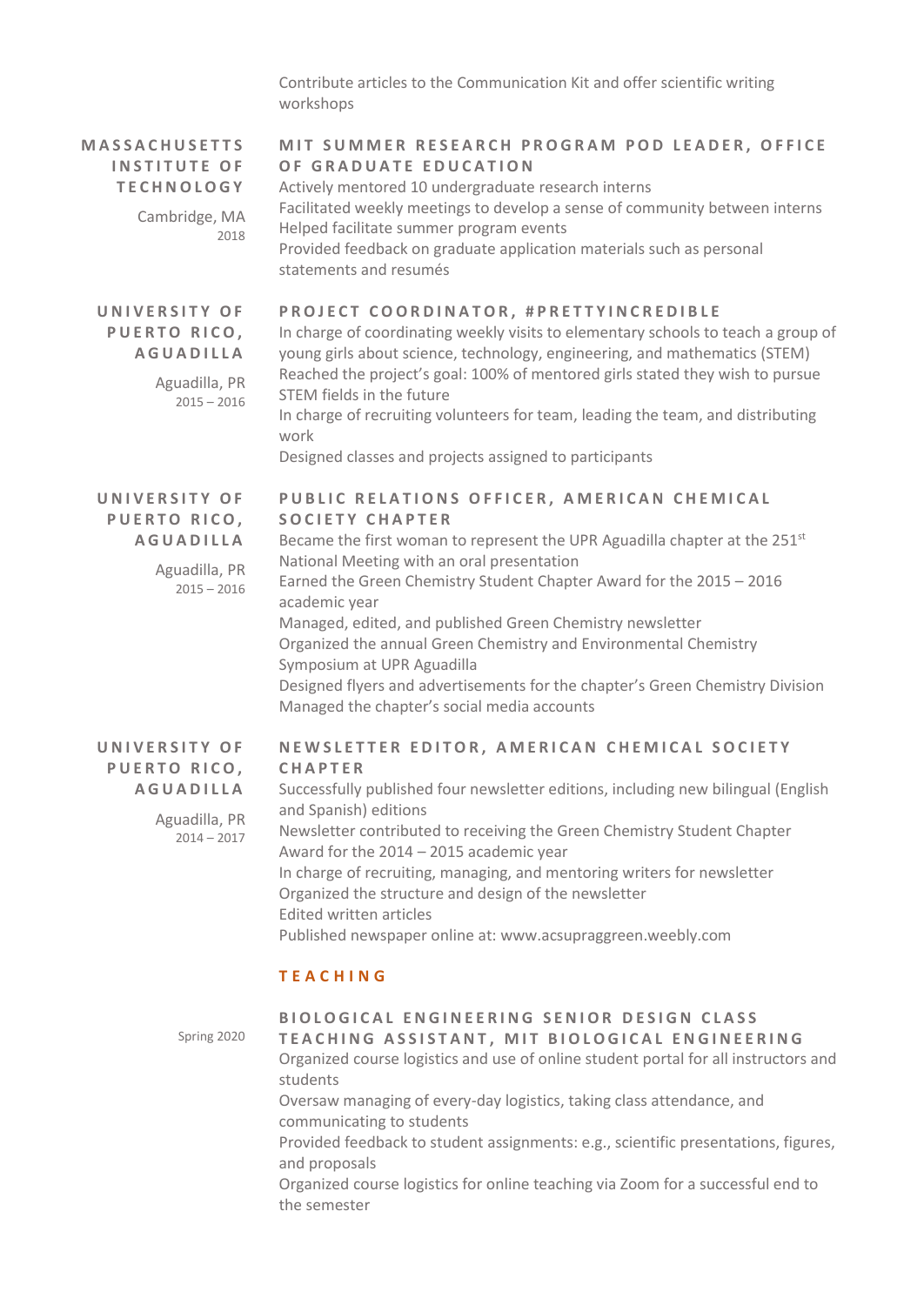Contribute articles to the Communication Kit and offer scientific writing workshops

**MASSACHUSETTS INSTITUTE OF TECHNOLOGY**
Cambridge, MA
2018

### MIT SUMMER RESEARCH PROGRAM POD LEADER, OFFICE OF GRADUATE EDUCATION

Actively mentored 10 undergraduate research interns
Facilitated weekly meetings to develop a sense of community between interns
Helped facilitate summer program events
Provided feedback on graduate application materials such as personal statements and resumés

**UNIVERSITY OF PUERTO RICO, AGUADILLA**
Aguadilla, PR
2015 – 2016

### PROJECT COORDINATOR, #PRETTYINCREDIBLE

In charge of coordinating weekly visits to elementary schools to teach a group of young girls about science, technology, engineering, and mathematics (STEM)
Reached the project's goal: 100% of mentored girls stated they wish to pursue STEM fields in the future
In charge of recruiting volunteers for team, leading the team, and distributing work
Designed classes and projects assigned to participants

**UNIVERSITY OF PUERTO RICO, AGUADILLA**
Aguadilla, PR
2015 – 2016

### PUBLIC RELATIONS OFFICER, AMERICAN CHEMICAL SOCIETY CHAPTER

Became the first woman to represent the UPR Aguadilla chapter at the 251st National Meeting with an oral presentation
Earned the Green Chemistry Student Chapter Award for the 2015 – 2016 academic year
Managed, edited, and published Green Chemistry newsletter
Organized the annual Green Chemistry and Environmental Chemistry Symposium at UPR Aguadilla
Designed flyers and advertisements for the chapter's Green Chemistry Division
Managed the chapter's social media accounts

**UNIVERSITY OF PUERTO RICO, AGUADILLA**
Aguadilla, PR
2014 – 2017

### NEWSLETTER EDITOR, AMERICAN CHEMICAL SOCIETY CHAPTER

Successfully published four newsletter editions, including new bilingual (English and Spanish) editions
Newsletter contributed to receiving the Green Chemistry Student Chapter Award for the 2014 – 2015 academic year
In charge of recruiting, managing, and mentoring writers for newsletter
Organized the structure and design of the newsletter
Edited written articles
Published newspaper online at: www.acsupraggreen.weebly.com

## TEACHING

Spring 2020

### BIOLOGICAL ENGINEERING SENIOR DESIGN CLASS TEACHING ASSISTANT, MIT BIOLOGICAL ENGINEERING

Organized course logistics and use of online student portal for all instructors and students
Oversaw managing of every-day logistics, taking class attendance, and communicating to students
Provided feedback to student assignments: e.g., scientific presentations, figures, and proposals
Organized course logistics for online teaching via Zoom for a successful end to the semester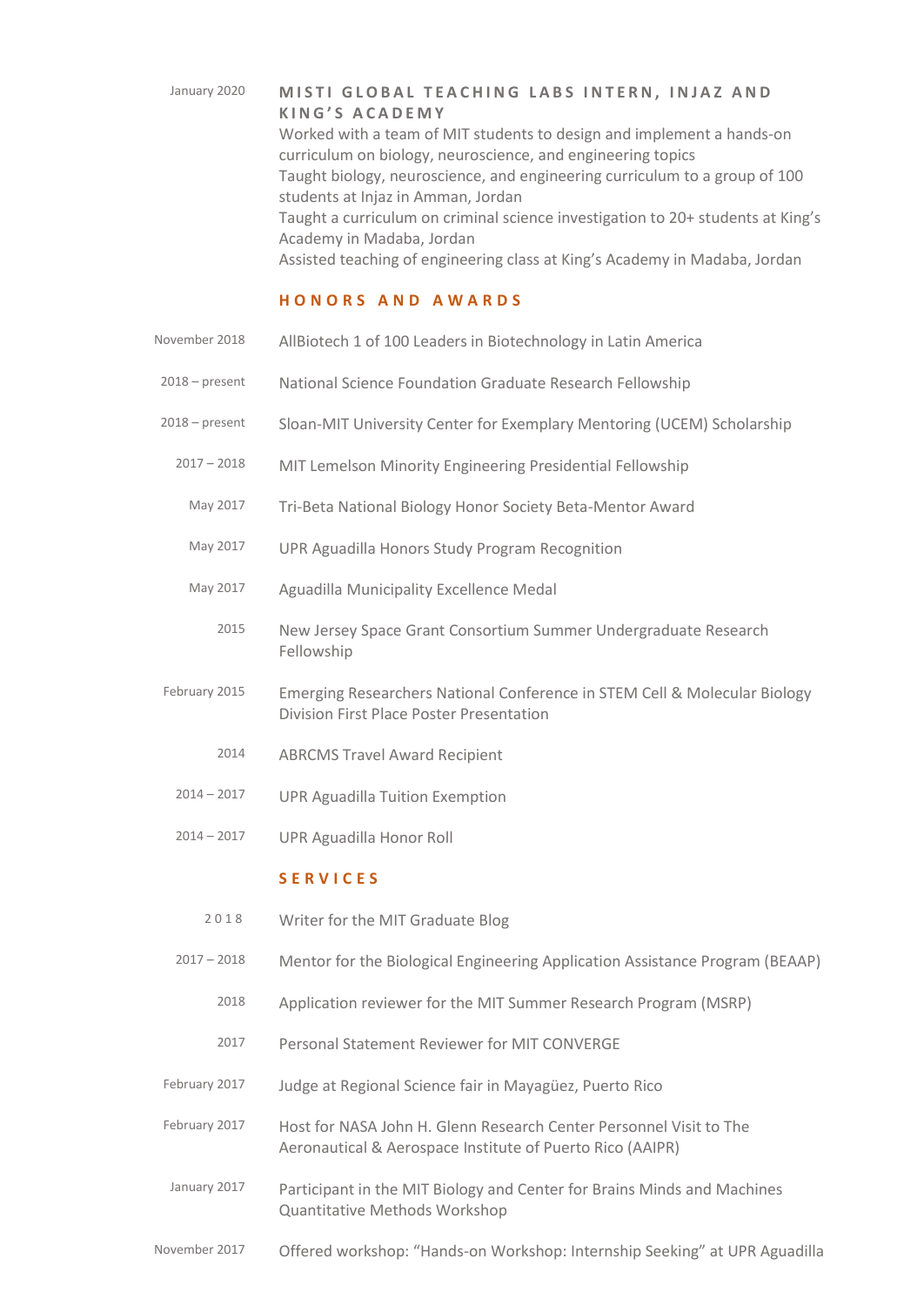January 2020 — **MISTI GLOBAL TEACHING LABS INTERN, INJAZ AND KING'S ACADEMY**

Worked with a team of MIT students to design and implement a hands-on curriculum on biology, neuroscience, and engineering topics
Taught biology, neuroscience, and engineering curriculum to a group of 100 students at Injaz in Amman, Jordan
Taught a curriculum on criminal science investigation to 20+ students at King's Academy in Madaba, Jordan
Assisted teaching of engineering class at King's Academy in Madaba, Jordan

## HONORS AND AWARDS

| | |
|---|---|
| November 2018 | AllBiotech 1 of 100 Leaders in Biotechnology in Latin America |
| 2018 – present | National Science Foundation Graduate Research Fellowship |
| 2018 – present | Sloan-MIT University Center for Exemplary Mentoring (UCEM) Scholarship |
| 2017 – 2018 | MIT Lemelson Minority Engineering Presidential Fellowship |
| May 2017 | Tri-Beta National Biology Honor Society Beta-Mentor Award |
| May 2017 | UPR Aguadilla Honors Study Program Recognition |
| May 2017 | Aguadilla Municipality Excellence Medal |
| 2015 | New Jersey Space Grant Consortium Summer Undergraduate Research Fellowship |
| February 2015 | Emerging Researchers National Conference in STEM Cell & Molecular Biology Division First Place Poster Presentation |
| 2014 | ABRCMS Travel Award Recipient |
| 2014 – 2017 | UPR Aguadilla Tuition Exemption |
| 2014 – 2017 | UPR Aguadilla Honor Roll |

## SERVICES

| | |
|---|---|
| 2018 | Writer for the MIT Graduate Blog |
| 2017 – 2018 | Mentor for the Biological Engineering Application Assistance Program (BEAAP) |
| 2018 | Application reviewer for the MIT Summer Research Program (MSRP) |
| 2017 | Personal Statement Reviewer for MIT CONVERGE |
| February 2017 | Judge at Regional Science fair in Mayagüez, Puerto Rico |
| February 2017 | Host for NASA John H. Glenn Research Center Personnel Visit to The Aeronautical & Aerospace Institute of Puerto Rico (AAIPR) |
| January 2017 | Participant in the MIT Biology and Center for Brains Minds and Machines Quantitative Methods Workshop |
| November 2017 | Offered workshop: "Hands-on Workshop: Internship Seeking" at UPR Aguadilla |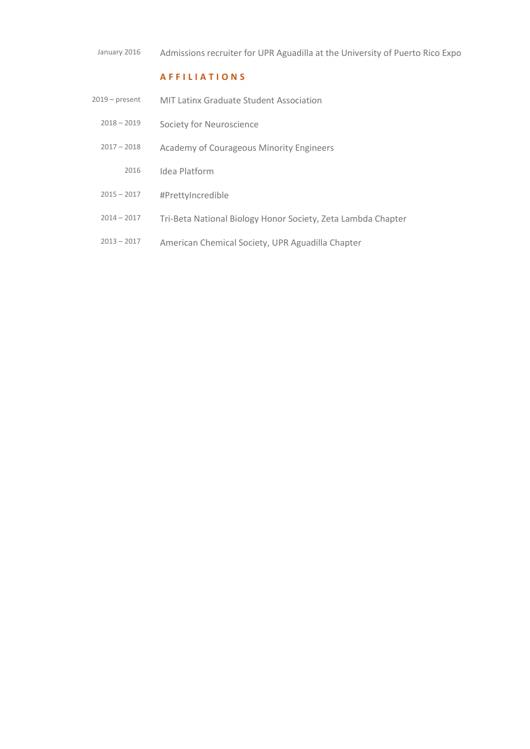January 2016 Admissions recruiter for UPR Aguadilla at the University of Puerto Rico Expo

## AFFILIATIONS

2019 – present MIT Latinx Graduate Student Association

2018 – 2019 Society for Neuroscience

2017 – 2018 Academy of Courageous Minority Engineers

2016 Idea Platform

2015 – 2017 #PrettyIncredible

2014 – 2017 Tri-Beta National Biology Honor Society, Zeta Lambda Chapter

2013 – 2017 American Chemical Society, UPR Aguadilla Chapter